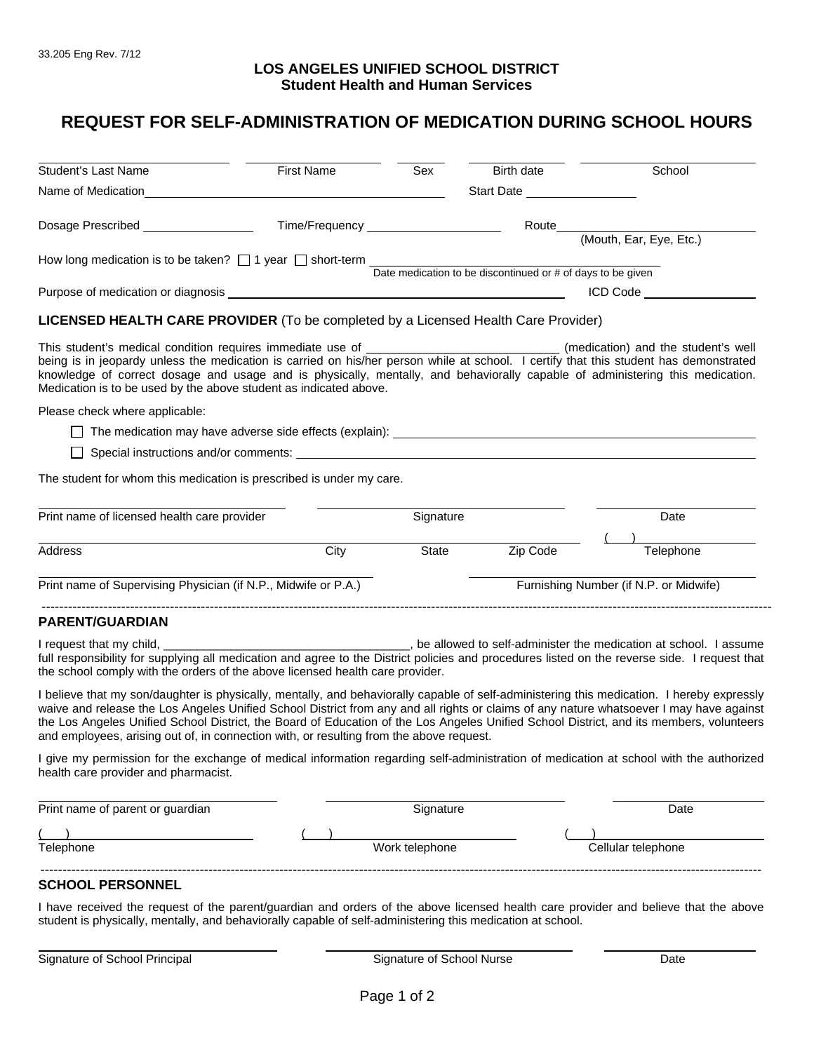33.205 Eng Rev. 7/12

**LOS ANGELES UNIFIED SCHOOL DISTRICT**
**Student Health and Human Services**

# REQUEST FOR SELF-ADMINISTRATION OF MEDICATION DURING SCHOOL HOURS

| Student's Last Name | First Name | Sex | Birth date | School |
|---|---|---|---|---|
| | | | | |

Name of Medication ______________________________ Start Date ________________

Dosage Prescribed ________________ Time/Frequency ____________________ Route ______________________________ (Mouth, Ear, Eye, Etc.)

How long medication is to be taken? ☐ 1 year ☐ short-term ______________________________ Date medication to be discontinued or # of days to be given

Purpose of medication or diagnosis ______________________________ ICD Code ________________

## LICENSED HEALTH CARE PROVIDER (To be completed by a Licensed Health Care Provider)

This student's medical condition requires immediate use of ____________________________ (medication) and the student's well being is in jeopardy unless the medication is carried on his/her person while at school. I certify that this student has demonstrated knowledge of correct dosage and usage and is physically, mentally, and behaviorally capable of administering this medication. Medication is to be used by the above student as indicated above.

Please check where applicable:

- ☐ The medication may have adverse side effects (explain): ______________________________
- ☐ Special instructions and/or comments: ______________________________

The student for whom this medication is prescribed is under my care.

| Print name of licensed health care provider | Signature | Date |
|---|---|---|
| | | |

| Address | City | State | Zip Code | ( ) Telephone |
|---|---|---|---|---|
| | | | | |

| Print name of Supervising Physician (if N.P., Midwife or P.A.) | Furnishing Number (if N.P. or Midwife) |
|---|---|
| | |

---

## PARENT/GUARDIAN

I request that my child, ____________________________________, be allowed to self-administer the medication at school. I assume full responsibility for supplying all medication and agree to the District policies and procedures listed on the reverse side. I request that the school comply with the orders of the above licensed health care provider.

I believe that my son/daughter is physically, mentally, and behaviorally capable of self-administering this medication. I hereby expressly waive and release the Los Angeles Unified School District from any and all rights or claims of any nature whatsoever I may have against the Los Angeles Unified School District, the Board of Education of the Los Angeles Unified School District, and its members, volunteers and employees, arising out of, in connection with, or resulting from the above request.

I give my permission for the exchange of medical information regarding self-administration of medication at school with the authorized health care provider and pharmacist.

| Print name of parent or guardian | Signature | Date |
|---|---|---|
| | | |

| ( ) Telephone | ( ) Work telephone | ( ) Cellular telephone |
|---|---|---|
| | | |

---

## SCHOOL PERSONNEL

I have received the request of the parent/guardian and orders of the above licensed health care provider and believe that the above student is physically, mentally, and behaviorally capable of self-administering this medication at school.

| Signature of School Principal | Signature of School Nurse | Date |
|---|---|---|
| | | |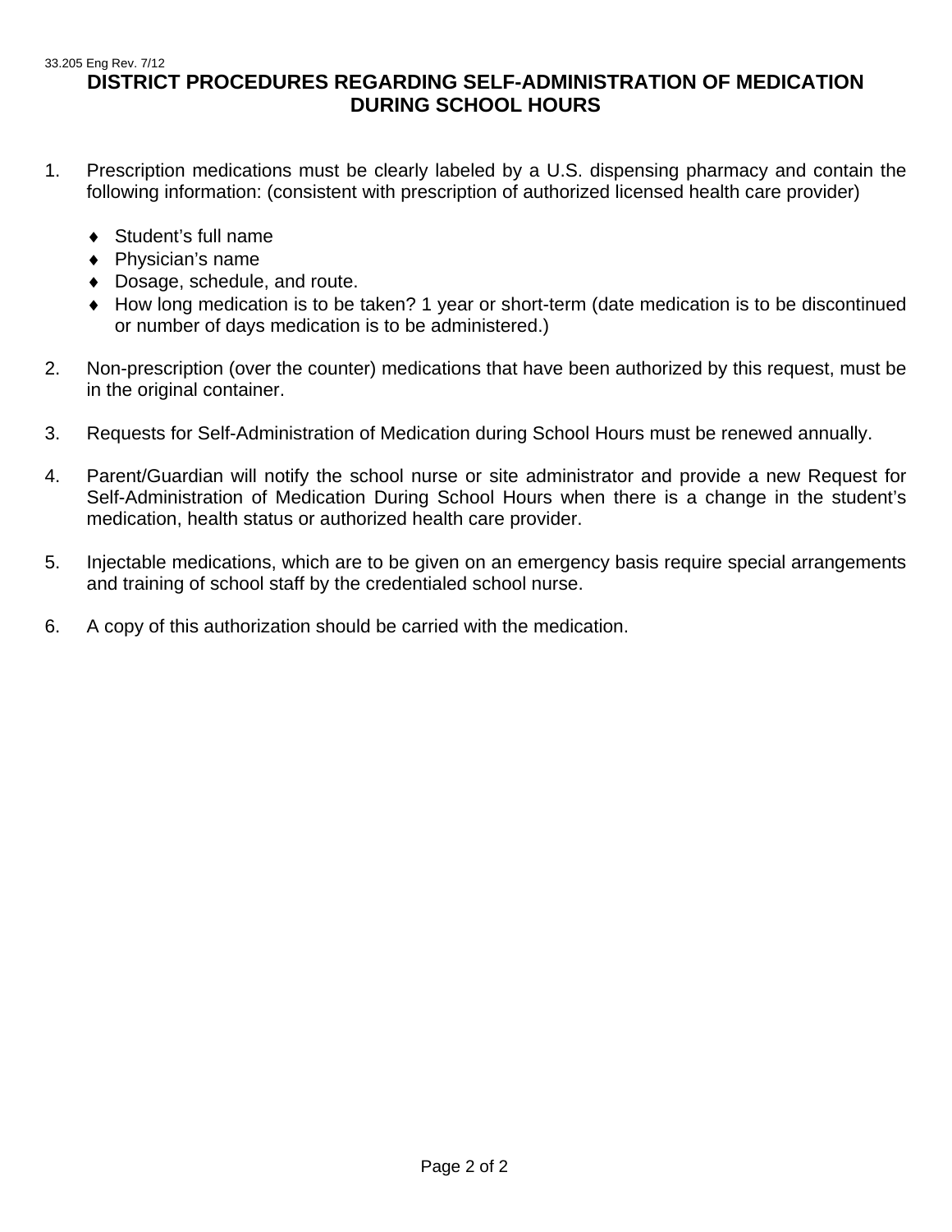# DISTRICT PROCEDURES REGARDING SELF-ADMINISTRATION OF MEDICATION DURING SCHOOL HOURS

1. Prescription medications must be clearly labeled by a U.S. dispensing pharmacy and contain the following information: (consistent with prescription of authorized licensed health care provider)

   - Student's full name
   - Physician's name
   - Dosage, schedule, and route.
   - How long medication is to be taken? 1 year or short-term (date medication is to be discontinued or number of days medication is to be administered.)

2. Non-prescription (over the counter) medications that have been authorized by this request, must be in the original container.

3. Requests for Self-Administration of Medication during School Hours must be renewed annually.

4. Parent/Guardian will notify the school nurse or site administrator and provide a new Request for Self-Administration of Medication During School Hours when there is a change in the student's medication, health status or authorized health care provider.

5. Injectable medications, which are to be given on an emergency basis require special arrangements and training of school staff by the credentialed school nurse.

6. A copy of this authorization should be carried with the medication.